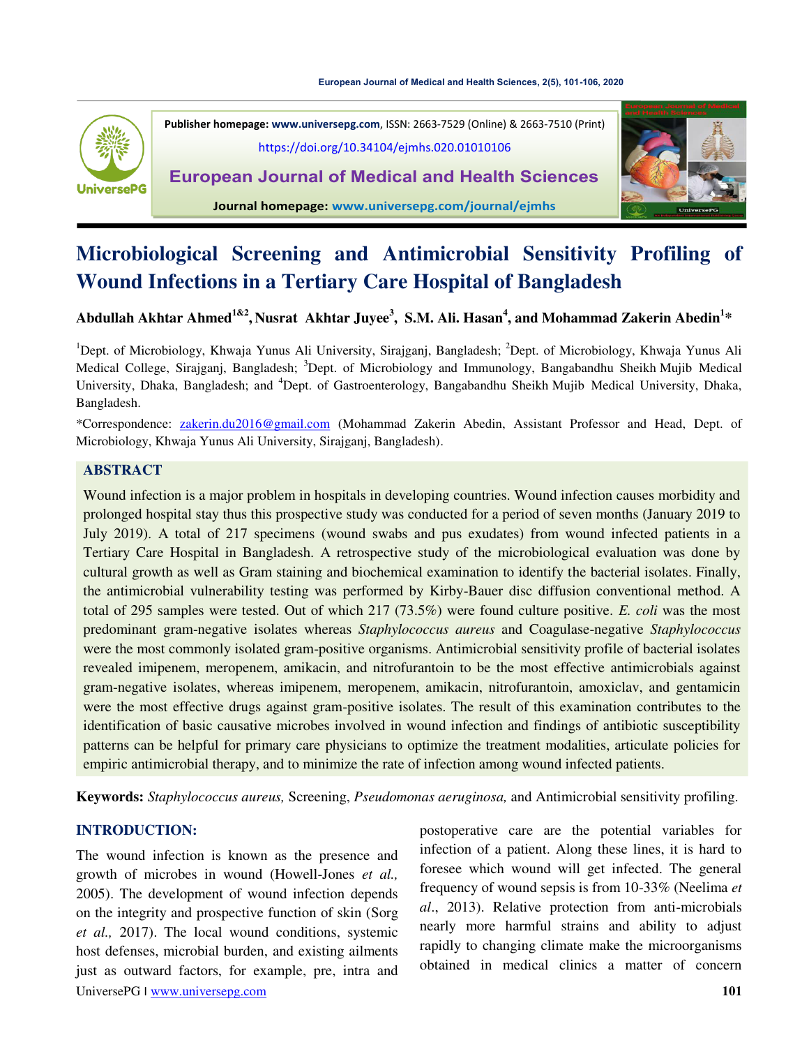Publisher homepage: www.universepg.com, ISSN: 2663-7529 (Online) & 2663-7510 (Print)

https://doi.org/10.34104/ejmhs.020.01010106

**European Journal of Medical and Health Sciences**

Journal homepage: www.universepg.com/journal/ejmhs

# Microbiological Screening and Antimicrobial Sensitivity Profiling of Wound Infections in a Tertiary Care Hospital of Bangladesh

**Abdullah Akhtar Ahmed[1&2], Nusrat Akhtar Juyee[3], S.M. Ali. Hasan[4], and Mohammad Zakerin Abedin[1]***

[1]Dept. of Microbiology, Khwaja Yunus Ali University, Sirajganj, Bangladesh; [2]Dept. of Microbiology, Khwaja Yunus Ali Medical College, Sirajganj, Bangladesh; [3]Dept. of Microbiology and Immunology, Bangabandhu Sheikh Mujib Medical University, Dhaka, Bangladesh; and [4]Dept. of Gastroenterology, Bangabandhu Sheikh Mujib Medical University, Dhaka, Bangladesh.

*Correspondence: zakerin.du2016@gmail.com (Mohammad Zakerin Abedin, Assistant Professor and Head, Dept. of Microbiology, Khwaja Yunus Ali University, Sirajganj, Bangladesh).

## ABSTRACT

Wound infection is a major problem in hospitals in developing countries. Wound infection causes morbidity and prolonged hospital stay thus this prospective study was conducted for a period of seven months (January 2019 to July 2019). A total of 217 specimens (wound swabs and pus exudates) from wound infected patients in a Tertiary Care Hospital in Bangladesh. A retrospective study of the microbiological evaluation was done by cultural growth as well as Gram staining and biochemical examination to identify the bacterial isolates. Finally, the antimicrobial vulnerability testing was performed by Kirby-Bauer disc diffusion conventional method. A total of 295 samples were tested. Out of which 217 (73.5%) were found culture positive. *E. coli* was the most predominant gram-negative isolates whereas *Staphylococcus aureus* and Coagulase-negative *Staphylococcus* were the most commonly isolated gram-positive organisms. Antimicrobial sensitivity profile of bacterial isolates revealed imipenem, meropenem, amikacin, and nitrofurantoin to be the most effective antimicrobials against gram-negative isolates, whereas imipenem, meropenem, amikacin, nitrofurantoin, amoxiclav, and gentamicin were the most effective drugs against gram-positive isolates. The result of this examination contributes to the identification of basic causative microbes involved in wound infection and findings of antibiotic susceptibility patterns can be helpful for primary care physicians to optimize the treatment modalities, articulate policies for empiric antimicrobial therapy, and to minimize the rate of infection among wound infected patients.

**Keywords:** *Staphylococcus aureus,* Screening, *Pseudomonas aeruginosa,* and Antimicrobial sensitivity profiling.

## INTRODUCTION:

The wound infection is known as the presence and growth of microbes in wound (Howell-Jones *et al.,* 2005). The development of wound infection depends on the integrity and prospective function of skin (Sorg *et al.,* 2017). The local wound conditions, systemic host defenses, microbial burden, and existing ailments just as outward factors, for example, pre, intra and postoperative care are the potential variables for infection of a patient. Along these lines, it is hard to foresee which wound will get infected. The general frequency of wound sepsis is from 10-33% (Neelima *et al*., 2013). Relative protection from anti-microbials nearly more harmful strains and ability to adjust rapidly to changing climate make the microorganisms obtained in medical clinics a matter of concern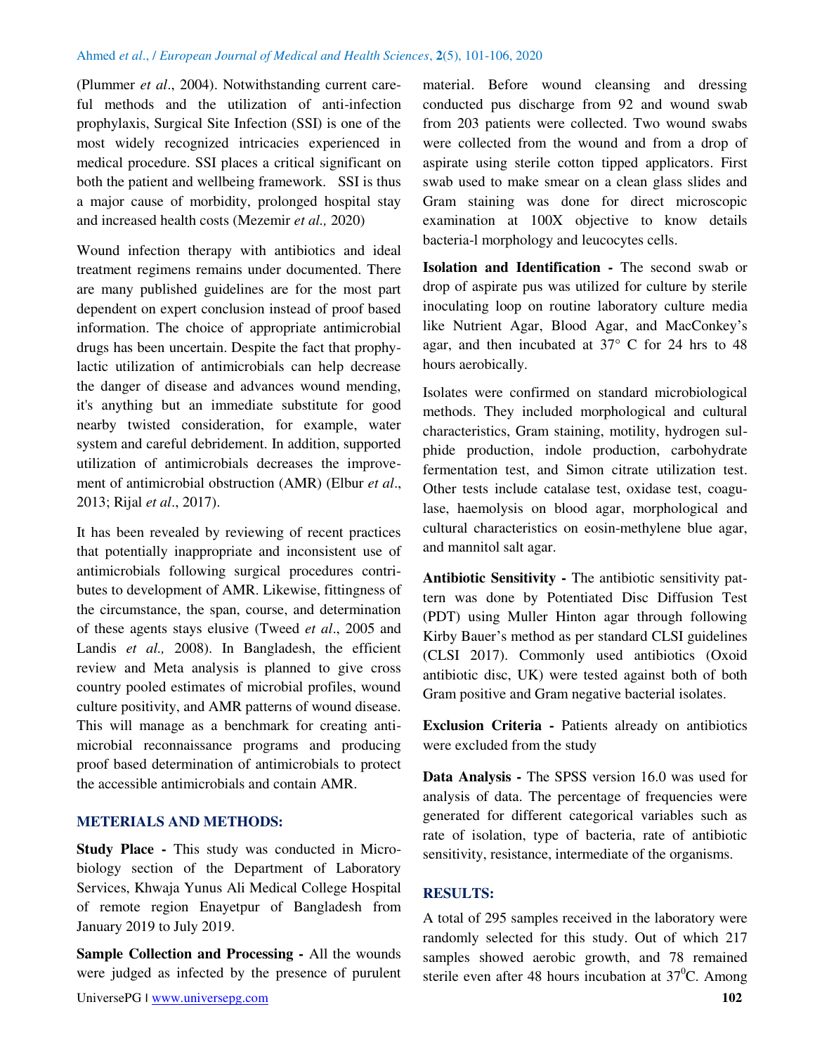(Plummer *et al*., 2004). Notwithstanding current careful methods and the utilization of anti-infection prophylaxis, Surgical Site Infection (SSI) is one of the most widely recognized intricacies experienced in medical procedure. SSI places a critical significant on both the patient and wellbeing framework. SSI is thus a major cause of morbidity, prolonged hospital stay and increased health costs (Mezemir *et al.,* 2020)

Wound infection therapy with antibiotics and ideal treatment regimens remains under documented. There are many published guidelines are for the most part dependent on expert conclusion instead of proof based information. The choice of appropriate antimicrobial drugs has been uncertain. Despite the fact that prophylactic utilization of antimicrobials can help decrease the danger of disease and advances wound mending, it's anything but an immediate substitute for good nearby twisted consideration, for example, water system and careful debridement. In addition, supported utilization of antimicrobials decreases the improvement of antimicrobial obstruction (AMR) (Elbur *et al*., 2013; Rijal *et al*., 2017).

It has been revealed by reviewing of recent practices that potentially inappropriate and inconsistent use of antimicrobials following surgical procedures contributes to development of AMR. Likewise, fittingness of the circumstance, the span, course, and determination of these agents stays elusive (Tweed *et al*., 2005 and Landis *et al.,* 2008). In Bangladesh, the efficient review and Meta analysis is planned to give cross country pooled estimates of microbial profiles, wound culture positivity, and AMR patterns of wound disease. This will manage as a benchmark for creating antimicrobial reconnaissance programs and producing proof based determination of antimicrobials to protect the accessible antimicrobials and contain AMR.

## METERIALS AND METHODS:

**Study Place -** This study was conducted in Microbiology section of the Department of Laboratory Services, Khwaja Yunus Ali Medical College Hospital of remote region Enayetpur of Bangladesh from January 2019 to July 2019.

**Sample Collection and Processing -** All the wounds were judged as infected by the presence of purulent material. Before wound cleansing and dressing conducted pus discharge from 92 and wound swab from 203 patients were collected. Two wound swabs were collected from the wound and from a drop of aspirate using sterile cotton tipped applicators. First swab used to make smear on a clean glass slides and Gram staining was done for direct microscopic examination at 100X objective to know details bacteria-l morphology and leucocytes cells.

**Isolation and Identification -** The second swab or drop of aspirate pus was utilized for culture by sterile inoculating loop on routine laboratory culture media like Nutrient Agar, Blood Agar, and MacConkey's agar, and then incubated at 37° C for 24 hrs to 48 hours aerobically.

Isolates were confirmed on standard microbiological methods. They included morphological and cultural characteristics, Gram staining, motility, hydrogen sulphide production, indole production, carbohydrate fermentation test, and Simon citrate utilization test. Other tests include catalase test, oxidase test, coagulase, haemolysis on blood agar, morphological and cultural characteristics on eosin-methylene blue agar, and mannitol salt agar.

**Antibiotic Sensitivity -** The antibiotic sensitivity pattern was done by Potentiated Disc Diffusion Test (PDT) using Muller Hinton agar through following Kirby Bauer's method as per standard CLSI guidelines (CLSI 2017). Commonly used antibiotics (Oxoid antibiotic disc, UK) were tested against both of both Gram positive and Gram negative bacterial isolates.

**Exclusion Criteria -** Patients already on antibiotics were excluded from the study

**Data Analysis -** The SPSS version 16.0 was used for analysis of data. The percentage of frequencies were generated for different categorical variables such as rate of isolation, type of bacteria, rate of antibiotic sensitivity, resistance, intermediate of the organisms.

## RESULTS:

A total of 295 samples received in the laboratory were randomly selected for this study. Out of which 217 samples showed aerobic growth, and 78 remained sterile even after 48 hours incubation at $37^0$C. Among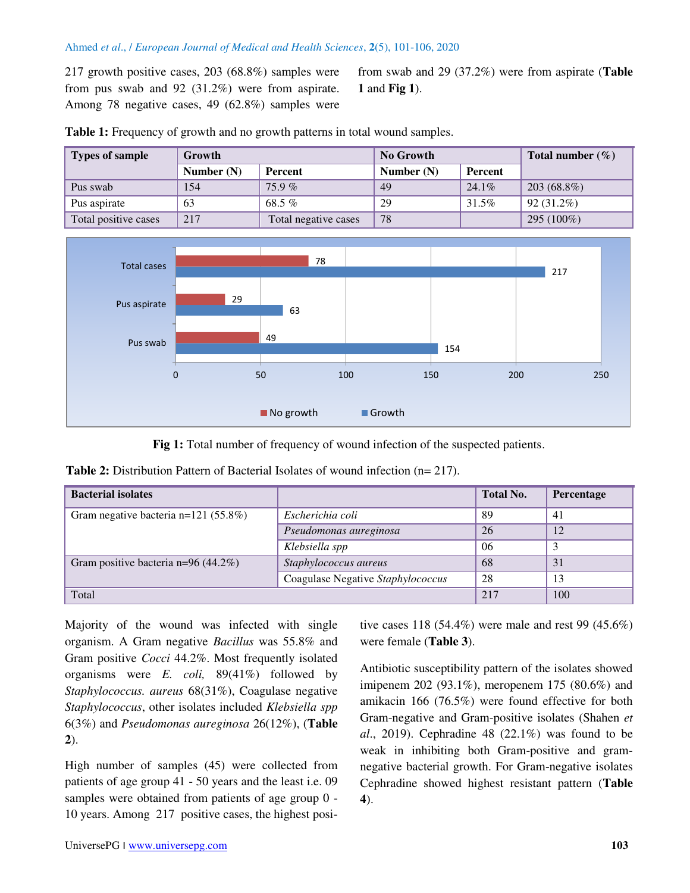217 growth positive cases, 203 (68.8%) samples were from pus swab and 92 (31.2%) were from aspirate. Among 78 negative cases, 49 (62.8%) samples were from swab and 29 (37.2%) were from aspirate (**Table 1** and **Fig 1**).

**Table 1:** Frequency of growth and no growth patterns in total wound samples.

| Types of sample | Growth | | No Growth | | Total number (%) |
|---|---|---|---|---|---|
| | Number (N) | Percent | Number (N) | Percent | |
| Pus swab | 154 | 75.9 % | 49 | 24.1% | 203 (68.8%) |
| Pus aspirate | 63 | 68.5 % | 29 | 31.5% | 92 (31.2%) |
| Total positive cases | 217 | Total negative cases | 78 | | 295 (100%) |

Total cases
Pus aspirate
Pus swab
78
217
29
63
49
154
0 50 100 150 200 250
No growth Growth

**Fig 1:** Total number of frequency of wound infection of the suspected patients.

**Table 2:** Distribution Pattern of Bacterial Isolates of wound infection (n= 217).

| Bacterial isolates | | Total No. | Percentage |
|---|---|---|---|
| Gram negative bacteria n=121 (55.8%) | *Escherichia coli* | 89 | 41 |
| | *Pseudomonas aureginosa* | 26 | 12 |
| | *Klebsiella spp* | 06 | 3 |
| Gram positive bacteria n=96 (44.2%) | *Staphylococcus aureus* | 68 | 31 |
| | Coagulase Negative *Staphylococcus* | 28 | 13 |
| Total | | 217 | 100 |

Majority of the wound was infected with single organism. A Gram negative *Bacillus* was 55.8% and Gram positive *Cocci* 44.2%. Most frequently isolated organisms were *E. coli,* 89(41%) followed by *Staphylococcus. aureus* 68(31%), Coagulase negative *Staphylococcus*, other isolates included *Klebsiella spp* 6(3%) and *Pseudomonas aureginosa* 26(12%), (**Table 2**).

High number of samples (45) were collected from patients of age group 41 - 50 years and the least i.e. 09 samples were obtained from patients of age group 0 - 10 years. Among 217 positive cases, the highest positive cases 118 (54.4%) were male and rest 99 (45.6%) were female (**Table 3**).

Antibiotic susceptibility pattern of the isolates showed imipenem 202 (93.1%), meropenem 175 (80.6%) and amikacin 166 (76.5%) were found effective for both Gram-negative and Gram-positive isolates (Shahen *et al*., 2019). Cephradine 48 (22.1%) was found to be weak in inhibiting both Gram-positive and gram-negative bacterial growth. For Gram-negative isolates Cephradine showed highest resistant pattern (**Table 4**).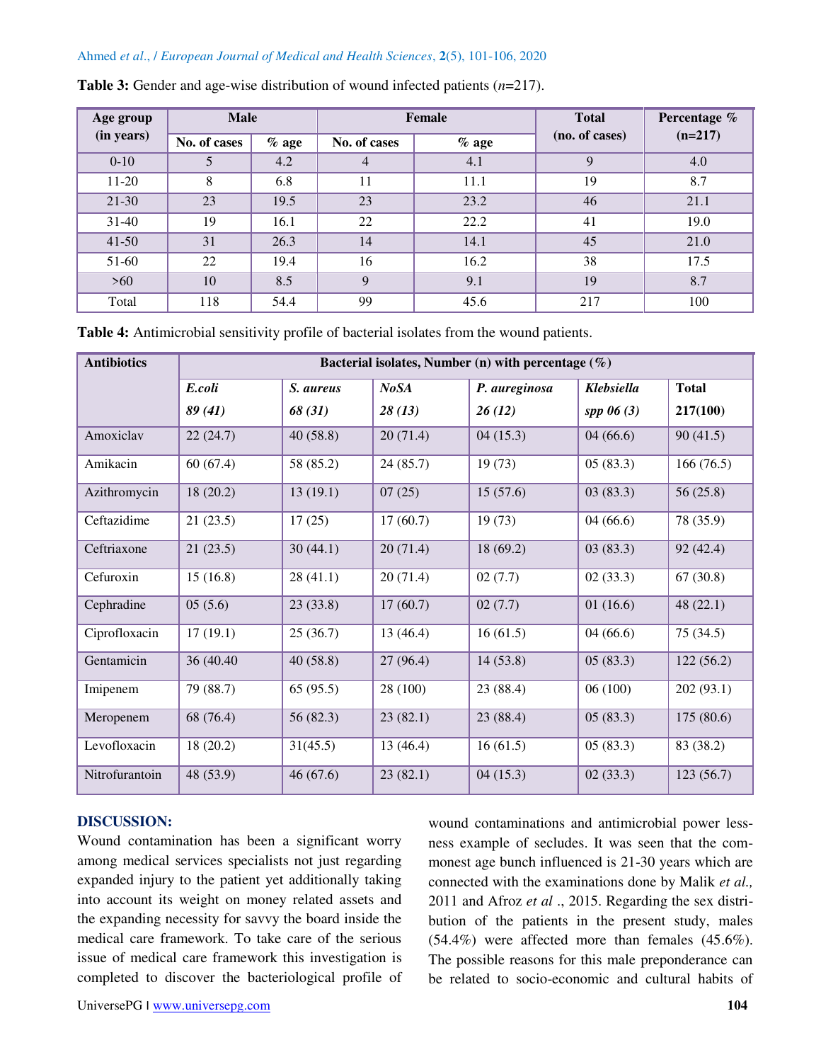**Table 3:** Gender and age-wise distribution of wound infected patients (*n*=217).

| Age group (in years) | Male | | Female | | Total (no. of cases) | Percentage % (n=217) |
|---|---|---|---|---|---|---|
| | No. of cases | % age | No. of cases | % age | | |
| 0-10 | 5 | 4.2 | 4 | 4.1 | 9 | 4.0 |
| 11-20 | 8 | 6.8 | 11 | 11.1 | 19 | 8.7 |
| 21-30 | 23 | 19.5 | 23 | 23.2 | 46 | 21.1 |
| 31-40 | 19 | 16.1 | 22 | 22.2 | 41 | 19.0 |
| 41-50 | 31 | 26.3 | 14 | 14.1 | 45 | 21.0 |
| 51-60 | 22 | 19.4 | 16 | 16.2 | 38 | 17.5 |
| >60 | 10 | 8.5 | 9 | 9.1 | 19 | 8.7 |
| Total | 118 | 54.4 | 99 | 45.6 | 217 | 100 |

**Table 4:** Antimicrobial sensitivity profile of bacterial isolates from the wound patients.

| Antibiotics | Bacterial isolates, Number (n) with percentage (%) | | | | | |
|---|---|---|---|---|---|---|
| | *E.coli* *89 (41)* | *S. aureus* *68 (31)* | *NoSA* *28 (13)* | *P. aureginosa* *26 (12)* | *Klebsiella spp 06 (3)* | *Total* *217(100)* |
| Amoxiclav | 22 (24.7) | 40 (58.8) | 20 (71.4) | 04 (15.3) | 04 (66.6) | 90 (41.5) |
| Amikacin | 60 (67.4) | 58 (85.2) | 24 (85.7) | 19 (73) | 05 (83.3) | 166 (76.5) |
| Azithromycin | 18 (20.2) | 13 (19.1) | 07 (25) | 15 (57.6) | 03 (83.3) | 56 (25.8) |
| Ceftazidime | 21 (23.5) | 17 (25) | 17 (60.7) | 19 (73) | 04 (66.6) | 78 (35.9) |
| Ceftriaxone | 21 (23.5) | 30 (44.1) | 20 (71.4) | 18 (69.2) | 03 (83.3) | 92 (42.4) |
| Cefuroxin | 15 (16.8) | 28 (41.1) | 20 (71.4) | 02 (7.7) | 02 (33.3) | 67 (30.8) |
| Cephradine | 05 (5.6) | 23 (33.8) | 17 (60.7) | 02 (7.7) | 01 (16.6) | 48 (22.1) |
| Ciprofloxacin | 17 (19.1) | 25 (36.7) | 13 (46.4) | 16 (61.5) | 04 (66.6) | 75 (34.5) |
| Gentamicin | 36 (40.40 | 40 (58.8) | 27 (96.4) | 14 (53.8) | 05 (83.3) | 122 (56.2) |
| Imipenem | 79 (88.7) | 65 (95.5) | 28 (100) | 23 (88.4) | 06 (100) | 202 (93.1) |
| Meropenem | 68 (76.4) | 56 (82.3) | 23 (82.1) | 23 (88.4) | 05 (83.3) | 175 (80.6) |
| Levofloxacin | 18 (20.2) | 31(45.5) | 13 (46.4) | 16 (61.5) | 05 (83.3) | 83 (38.2) |
| Nitrofurantoin | 48 (53.9) | 46 (67.6) | 23 (82.1) | 04 (15.3) | 02 (33.3) | 123 (56.7) |

## DISCUSSION:

Wound contamination has been a significant worry among medical services specialists not just regarding expanded injury to the patient yet additionally taking into account its weight on money related assets and the expanding necessity for savvy the board inside the medical care framework. To take care of the serious issue of medical care framework this investigation is completed to discover the bacteriological profile of wound contaminations and antimicrobial power less-ness example of secludes. It was seen that the com-monest age bunch influenced is 21-30 years which are connected with the examinations done by Malik *et al.,* 2011 and Afroz *et al* ., 2015. Regarding the sex distri-bution of the patients in the present study, males (54.4%) were affected more than females (45.6%). The possible reasons for this male preponderance can be related to socio-economic and cultural habits of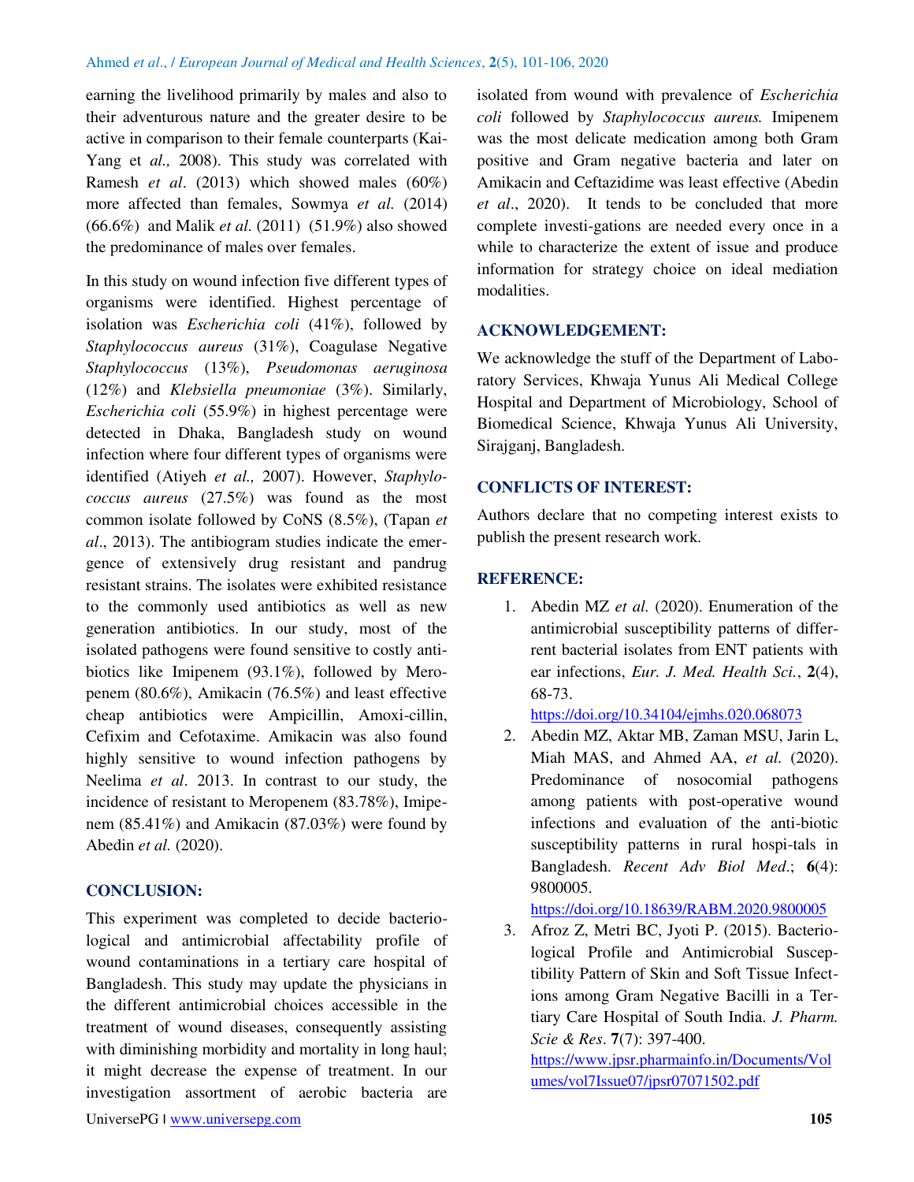earning the livelihood primarily by males and also to their adventurous nature and the greater desire to be active in comparison to their female counterparts (Kai-Yang et *al.,* 2008). This study was correlated with Ramesh *et al*. (2013) which showed males (60%) more affected than females, Sowmya *et al.* (2014) (66.6%) and Malik *et al.* (2011) (51.9%) also showed the predominance of males over females.

In this study on wound infection five different types of organisms were identified. Highest percentage of isolation was *Escherichia coli* (41%), followed by *Staphylococcus aureus* (31%), Coagulase Negative *Staphylococcus* (13%), *Pseudomonas aeruginosa* (12%) and *Klebsiella pneumoniae* (3%). Similarly, *Escherichia coli* (55.9%) in highest percentage were detected in Dhaka, Bangladesh study on wound infection where four different types of organisms were identified (Atiyeh *et al.,* 2007). However, *Staphylococcus aureus* (27.5%) was found as the most common isolate followed by CoNS (8.5%), (Tapan *et al*., 2013). The antibiogram studies indicate the emergence of extensively drug resistant and pandrug resistant strains. The isolates were exhibited resistance to the commonly used antibiotics as well as new generation antibiotics. In our study, most of the isolated pathogens were found sensitive to costly antibiotics like Imipenem (93.1%), followed by Meropenem (80.6%), Amikacin (76.5%) and least effective cheap antibiotics were Ampicillin, Amoxi-cillin, Cefixim and Cefotaxime. Amikacin was also found highly sensitive to wound infection pathogens by Neelima *et al*. 2013. In contrast to our study, the incidence of resistant to Meropenem (83.78%), Imipenem (85.41%) and Amikacin (87.03%) were found by Abedin *et al.* (2020).

## CONCLUSION:

This experiment was completed to decide bacteriological and antimicrobial affectability profile of wound contaminations in a tertiary care hospital of Bangladesh. This study may update the physicians in the different antimicrobial choices accessible in the treatment of wound diseases, consequently assisting with diminishing morbidity and mortality in long haul; it might decrease the expense of treatment. In our investigation assortment of aerobic bacteria are isolated from wound with prevalence of *Escherichia coli* followed by *Staphylococcus aureus.* Imipenem was the most delicate medication among both Gram positive and Gram negative bacteria and later on Amikacin and Ceftazidime was least effective (Abedin *et al*., 2020). It tends to be concluded that more complete investi-gations are needed every once in a while to characterize the extent of issue and produce information for strategy choice on ideal mediation modalities.

## ACKNOWLEDGEMENT:

We acknowledge the stuff of the Department of Laboratory Services, Khwaja Yunus Ali Medical College Hospital and Department of Microbiology, School of Biomedical Science, Khwaja Yunus Ali University, Sirajganj, Bangladesh.

## CONFLICTS OF INTEREST:

Authors declare that no competing interest exists to publish the present research work.

## REFERENCE:

1. Abedin MZ *et al.* (2020). Enumeration of the antimicrobial susceptibility patterns of different bacterial isolates from ENT patients with ear infections, *Eur. J. Med. Health Sci.*, **2**(4), 68-73.
   https://doi.org/10.34104/ejmhs.020.068073
2. Abedin MZ, Aktar MB, Zaman MSU, Jarin L, Miah MAS, and Ahmed AA, *et al.* (2020). Predominance of nosocomial pathogens among patients with post-operative wound infections and evaluation of the anti-biotic susceptibility patterns in rural hospi-tals in Bangladesh. *Recent Adv Biol Med.*; **6**(4): 9800005.
   https://doi.org/10.18639/RABM.2020.9800005
3. Afroz Z, Metri BC, Jyoti P. (2015). Bacteriological Profile and Antimicrobial Susceptibility Pattern of Skin and Soft Tissue Infections among Gram Negative Bacilli in a Tertiary Care Hospital of South India. *J. Pharm. Scie & Res*. **7**(7): 397-400.
   https://www.jpsr.pharmainfo.in/Documents/Volumes/vol7Issue07/jpsr07071502.pdf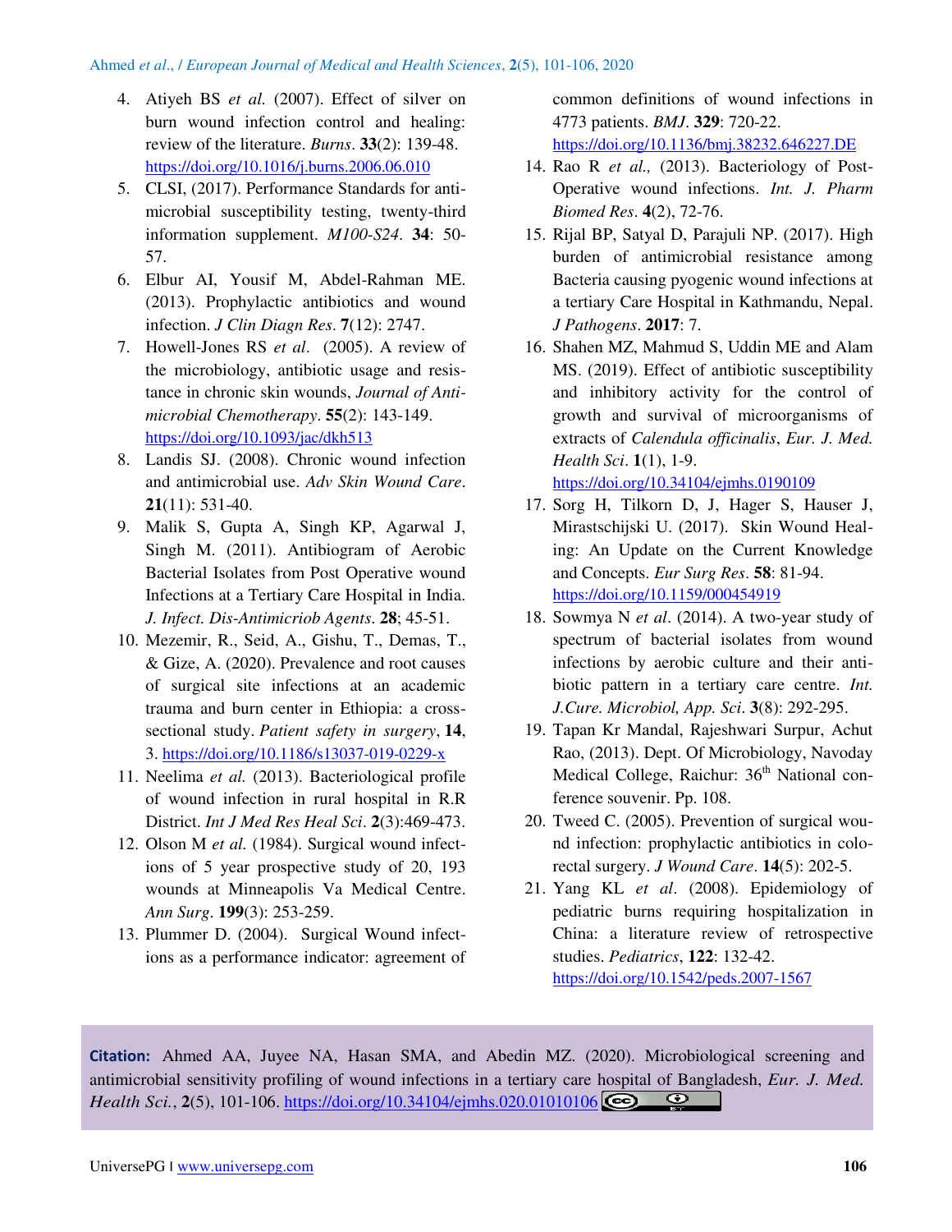4. Atiyeh BS *et al.* (2007). Effect of silver on burn wound infection control and healing: review of the literature. *Burns*. **33**(2): 139-48. https://doi.org/10.1016/j.burns.2006.06.010
5. CLSI, (2017). Performance Standards for antimicrobial susceptibility testing, twenty-third information supplement. *M100-S24*. **34**: 50-57.
6. Elbur AI, Yousif M, Abdel-Rahman ME. (2013). Prophylactic antibiotics and wound infection. *J Clin Diagn Res*. **7**(12): 2747.
7. Howell-Jones RS *et al*. (2005). A review of the microbiology, antibiotic usage and resistance in chronic skin wounds, *Journal of Antimicrobial Chemotherapy*. **55**(2): 143-149. https://doi.org/10.1093/jac/dkh513
8. Landis SJ. (2008). Chronic wound infection and antimicrobial use. *Adv Skin Wound Care*. **21**(11): 531-40.
9. Malik S, Gupta A, Singh KP, Agarwal J, Singh M. (2011). Antibiogram of Aerobic Bacterial Isolates from Post Operative wound Infections at a Tertiary Care Hospital in India. *J. Infect. Dis-Antimicriob Agents*. **28**; 45-51.
10. Mezemir, R., Seid, A., Gishu, T., Demas, T., & Gize, A. (2020). Prevalence and root causes of surgical site infections at an academic trauma and burn center in Ethiopia: a cross-sectional study. *Patient safety in surgery*, **14**, 3. https://doi.org/10.1186/s13037-019-0229-x
11. Neelima *et al.* (2013). Bacteriological profile of wound infection in rural hospital in R.R District. *Int J Med Res Heal Sci*. **2**(3):469-473.
12. Olson M *et al.* (1984). Surgical wound infections of 5 year prospective study of 20, 193 wounds at Minneapolis Va Medical Centre. *Ann Surg*. **199**(3): 253-259.
13. Plummer D. (2004). Surgical Wound infections as a performance indicator: agreement of common definitions of wound infections in 4773 patients. *BMJ*. **329**: 720-22. https://doi.org/10.1136/bmj.38232.646227.DE
14. Rao R *et al.,* (2013). Bacteriology of Post-Operative wound infections. *Int. J. Pharm Biomed Res*. **4**(2), 72-76.
15. Rijal BP, Satyal D, Parajuli NP. (2017). High burden of antimicrobial resistance among Bacteria causing pyogenic wound infections at a tertiary Care Hospital in Kathmandu, Nepal. *J Pathogens*. **2017**: 7.
16. Shahen MZ, Mahmud S, Uddin ME and Alam MS. (2019). Effect of antibiotic susceptibility and inhibitory activity for the control of growth and survival of microorganisms of extracts of *Calendula officinalis*, *Eur. J. Med. Health Sci*. **1**(1), 1-9. https://doi.org/10.34104/ejmhs.0190109
17. Sorg H, Tilkorn D, J, Hager S, Hauser J, Mirastschijski U. (2017). Skin Wound Healing: An Update on the Current Knowledge and Concepts. *Eur Surg Res*. **58**: 81-94. https://doi.org/10.1159/000454919
18. Sowmya N *et al*. (2014). A two-year study of spectrum of bacterial isolates from wound infections by aerobic culture and their antibiotic pattern in a tertiary care centre. *Int. J.Cure. Microbiol, App. Sci*. **3**(8): 292-295.
19. Tapan Kr Mandal, Rajeshwari Surpur, Achut Rao, (2013). Dept. Of Microbiology, Navoday Medical College, Raichur: 36th National conference souvenir. Pp. 108.
20. Tweed C. (2005). Prevention of surgical wound infection: prophylactic antibiotics in colorectal surgery. *J Wound Care*. **14**(5): 202-5.
21. Yang KL *et al*. (2008). Epidemiology of pediatric burns requiring hospitalization in China: a literature review of retrospective studies. *Pediatrics*, **122**: 132-42. https://doi.org/10.1542/peds.2007-1567

**Citation:** Ahmed AA, Juyee NA, Hasan SMA, and Abedin MZ. (2020). Microbiological screening and antimicrobial sensitivity profiling of wound infections in a tertiary care hospital of Bangladesh, *Eur. J. Med. Health Sci.*, **2**(5), 101-106. https://doi.org/10.34104/ejmhs.020.01010106